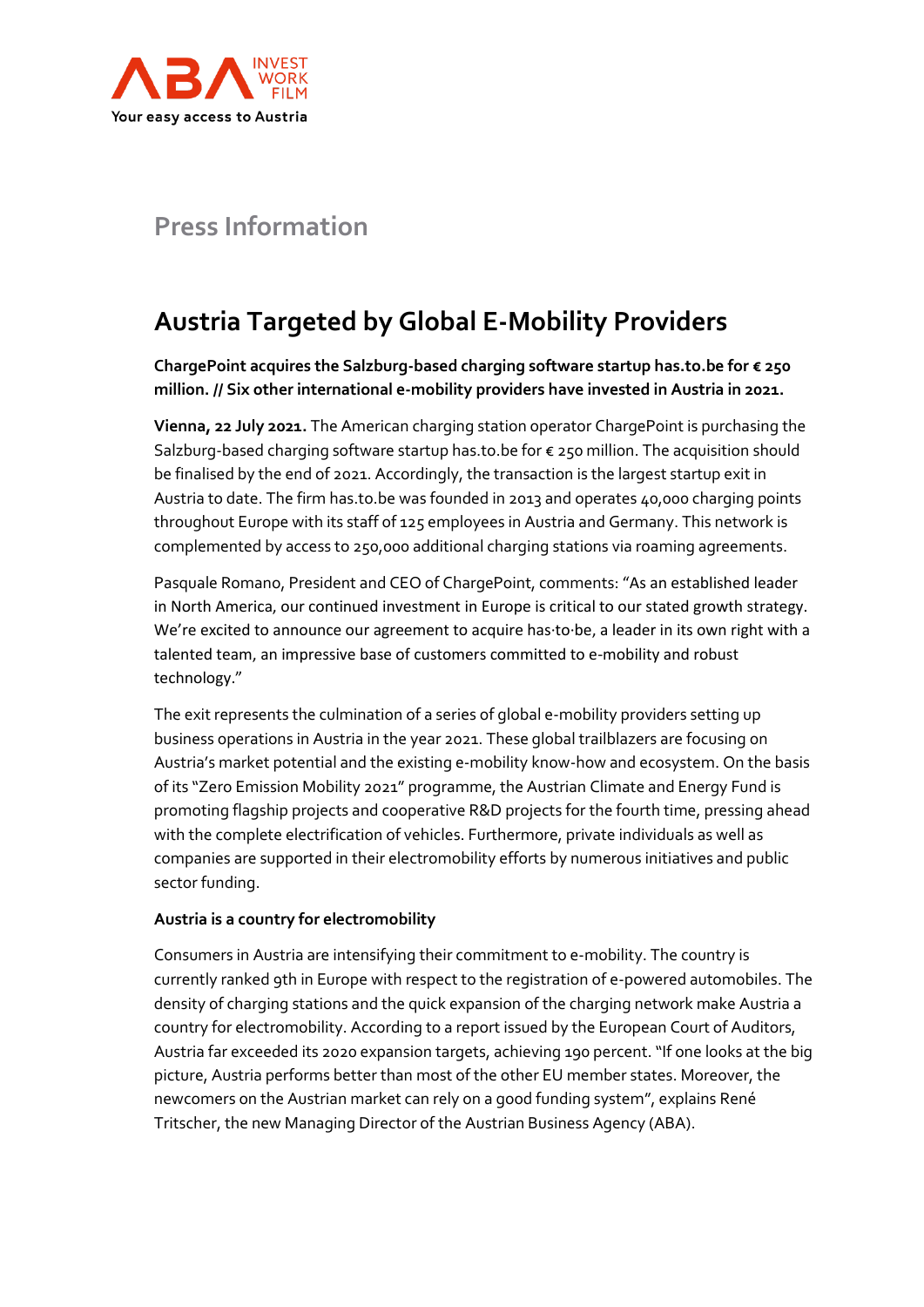ABA INVEST WORK FILM
Your easy access to Austria

## Press Information

# Austria Targeted by Global E-Mobility Providers

**ChargePoint acquires the Salzburg-based charging software startup has.to.be for € 250 million. // Six other international e-mobility providers have invested in Austria in 2021.**

**Vienna, 22 July 2021.** The American charging station operator ChargePoint is purchasing the Salzburg-based charging software startup has.to.be for € 250 million. The acquisition should be finalised by the end of 2021. Accordingly, the transaction is the largest startup exit in Austria to date. The firm has.to.be was founded in 2013 and operates 40,000 charging points throughout Europe with its staff of 125 employees in Austria and Germany. This network is complemented by access to 250,000 additional charging stations via roaming agreements.

Pasquale Romano, President and CEO of ChargePoint, comments: "As an established leader in North America, our continued investment in Europe is critical to our stated growth strategy. We're excited to announce our agreement to acquire has·to·be, a leader in its own right with a talented team, an impressive base of customers committed to e-mobility and robust technology."

The exit represents the culmination of a series of global e-mobility providers setting up business operations in Austria in the year 2021. These global trailblazers are focusing on Austria's market potential and the existing e-mobility know-how and ecosystem. On the basis of its "Zero Emission Mobility 2021" programme, the Austrian Climate and Energy Fund is promoting flagship projects and cooperative R&D projects for the fourth time, pressing ahead with the complete electrification of vehicles. Furthermore, private individuals as well as companies are supported in their electromobility efforts by numerous initiatives and public sector funding.

**Austria is a country for electromobility**

Consumers in Austria are intensifying their commitment to e-mobility. The country is currently ranked 9th in Europe with respect to the registration of e-powered automobiles. The density of charging stations and the quick expansion of the charging network make Austria a country for electromobility. According to a report issued by the European Court of Auditors, Austria far exceeded its 2020 expansion targets, achieving 190 percent. "If one looks at the big picture, Austria performs better than most of the other EU member states. Moreover, the newcomers on the Austrian market can rely on a good funding system", explains René Tritscher, the new Managing Director of the Austrian Business Agency (ABA).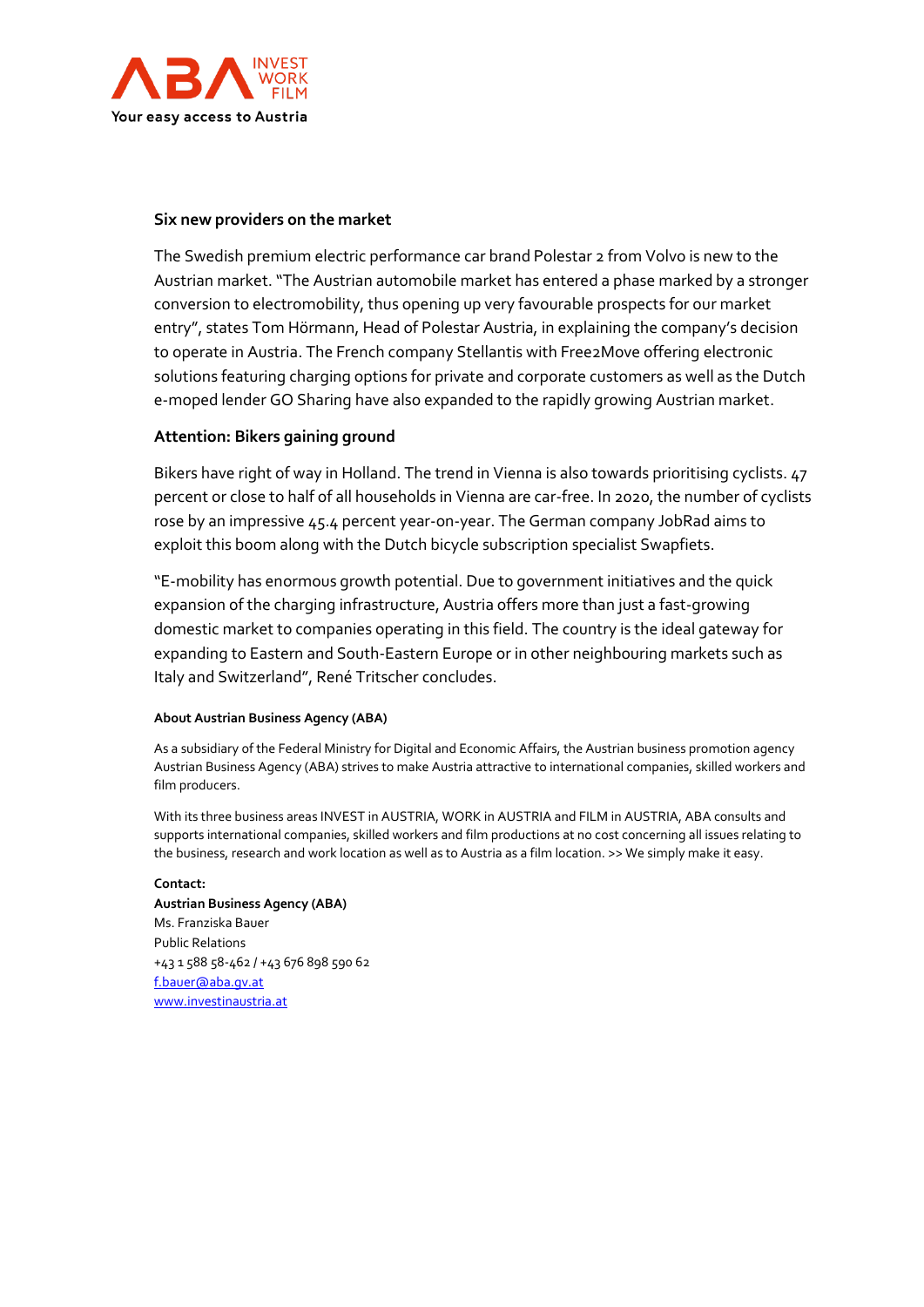### Six new providers on the market

The Swedish premium electric performance car brand Polestar 2 from Volvo is new to the Austrian market. "The Austrian automobile market has entered a phase marked by a stronger conversion to electromobility, thus opening up very favourable prospects for our market entry", states Tom Hörmann, Head of Polestar Austria, in explaining the company's decision to operate in Austria. The French company Stellantis with Free2Move offering electronic solutions featuring charging options for private and corporate customers as well as the Dutch e-moped lender GO Sharing have also expanded to the rapidly growing Austrian market.

### Attention: Bikers gaining ground

Bikers have right of way in Holland. The trend in Vienna is also towards prioritising cyclists. 47 percent or close to half of all households in Vienna are car-free. In 2020, the number of cyclists rose by an impressive 45.4 percent year-on-year. The German company JobRad aims to exploit this boom along with the Dutch bicycle subscription specialist Swapfiets.

"E-mobility has enormous growth potential. Due to government initiatives and the quick expansion of the charging infrastructure, Austria offers more than just a fast-growing domestic market to companies operating in this field. The country is the ideal gateway for expanding to Eastern and South-Eastern Europe or in other neighbouring markets such as Italy and Switzerland", René Tritscher concludes.

**About Austrian Business Agency (ABA)**

As a subsidiary of the Federal Ministry for Digital and Economic Affairs, the Austrian business promotion agency Austrian Business Agency (ABA) strives to make Austria attractive to international companies, skilled workers and film producers.

With its three business areas INVEST in AUSTRIA, WORK in AUSTRIA and FILM in AUSTRIA, ABA consults and supports international companies, skilled workers and film productions at no cost concerning all issues relating to the business, research and work location as well as to Austria as a film location. >> We simply make it easy.

**Contact:**
**Austrian Business Agency (ABA)**
Ms. Franziska Bauer
Public Relations
+43 1 588 58-462 / +43 676 898 590 62
f.bauer@aba.gv.at
www.investinaustria.at